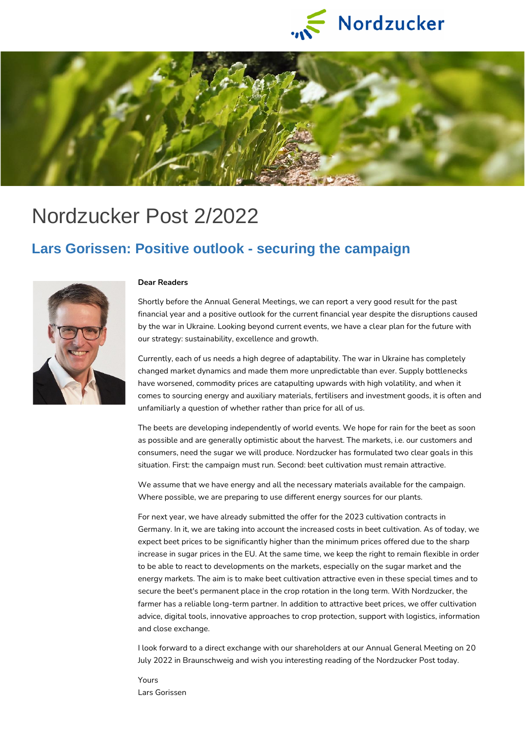# Nordzucker Post 2/2022

## Lars Gorissen: Positive outlook - securing the campaign

**Dear Readers**

Shortly before the Annual General Meetings, we can report a very good result for the past financial year and a positive outlook for the current financial year despite the disruptions caused by the war in Ukraine. Looking beyond current events, we have a clear plan for the future with our strategy: sustainability, excellence and growth.

Currently, each of us needs a high degree of adaptability. The war in Ukraine has completely changed market dynamics and made them more unpredictable than ever. Supply bottlenecks have worsened, commodity prices are catapulting upwards with high volatility, and when it comes to sourcing energy and auxiliary materials, fertilisers and investment goods, it is often and unfamiliarly a question of whether rather than price for all of us.

The beets are developing independently of world events. We hope for rain for the beet as soon as possible and are generally optimistic about the harvest. The markets, i.e. our customers and consumers, need the sugar we will produce. Nordzucker has formulated two clear goals in this situation. First: the campaign must run. Second: beet cultivation must remain attractive.

We assume that we have energy and all the necessary materials available for the campaign. Where possible, we are preparing to use different energy sources for our plants.

For next year, we have already submitted the offer for the 2023 cultivation contracts in Germany. In it, we are taking into account the increased costs in beet cultivation. As of today, we expect beet prices to be significantly higher than the minimum prices offered due to the sharp increase in sugar prices in the EU. At the same time, we keep the right to remain flexible in order to be able to react to developments on the markets, especially on the sugar market and the energy markets. The aim is to make beet cultivation attractive even in these special times and to secure the beet's permanent place in the crop rotation in the long term. With Nordzucker, the farmer has a reliable long-term partner. In addition to attractive beet prices, we offer cultivation advice, digital tools, innovative approaches to crop protection, support with logistics, information and close exchange.

I look forward to a direct exchange with our shareholders at our Annual General Meeting on 20 July 2022 in Braunschweig and wish you interesting reading of the Nordzucker Post today.

Yours
Lars Gorissen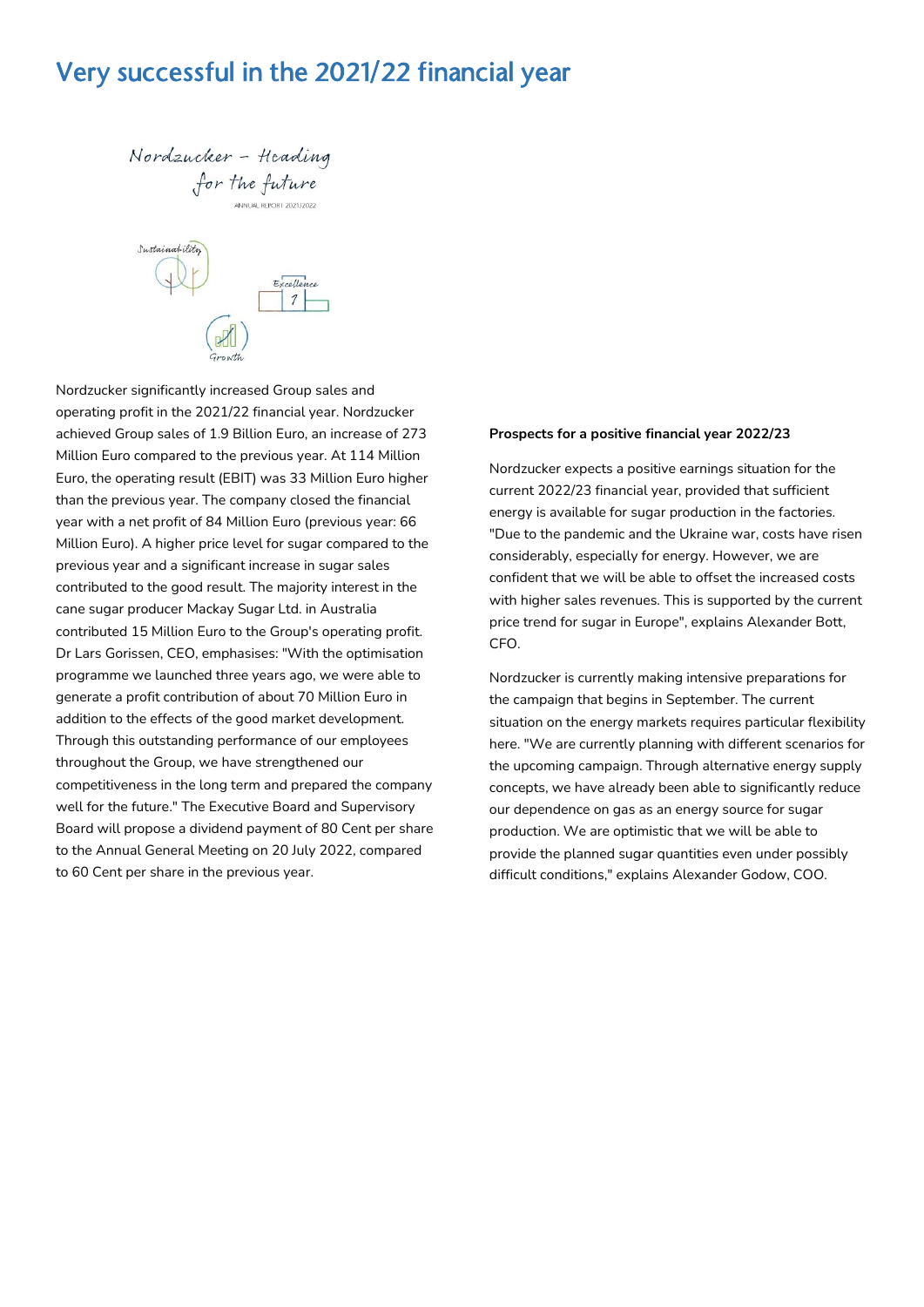# Very successful in the 2021/22 financial year

Nordzucker significantly increased Group sales and operating profit in the 2021/22 financial year. Nordzucker achieved Group sales of 1.9 Billion Euro, an increase of 273 Million Euro compared to the previous year. At 114 Million Euro, the operating result (EBIT) was 33 Million Euro higher than the previous year. The company closed the financial year with a net profit of 84 Million Euro (previous year: 66 Million Euro). A higher price level for sugar compared to the previous year and a significant increase in sugar sales contributed to the good result. The majority interest in the cane sugar producer Mackay Sugar Ltd. in Australia contributed 15 Million Euro to the Group's operating profit. Dr Lars Gorissen, CEO, emphasises: "With the optimisation programme we launched three years ago, we were able to generate a profit contribution of about 70 Million Euro in addition to the effects of the good market development. Through this outstanding performance of our employees throughout the Group, we have strengthened our competitiveness in the long term and prepared the company well for the future." The Executive Board and Supervisory Board will propose a dividend payment of 80 Cent per share to the Annual General Meeting on 20 July 2022, compared to 60 Cent per share in the previous year.

**Prospects for a positive financial year 2022/23**

Nordzucker expects a positive earnings situation for the current 2022/23 financial year, provided that sufficient energy is available for sugar production in the factories. "Due to the pandemic and the Ukraine war, costs have risen considerably, especially for energy. However, we are confident that we will be able to offset the increased costs with higher sales revenues. This is supported by the current price trend for sugar in Europe", explains Alexander Bott, CFO.

Nordzucker is currently making intensive preparations for the campaign that begins in September. The current situation on the energy markets requires particular flexibility here. "We are currently planning with different scenarios for the upcoming campaign. Through alternative energy supply concepts, we have already been able to significantly reduce our dependence on gas as an energy source for sugar production. We are optimistic that we will be able to provide the planned sugar quantities even under possibly difficult conditions," explains Alexander Godow, COO.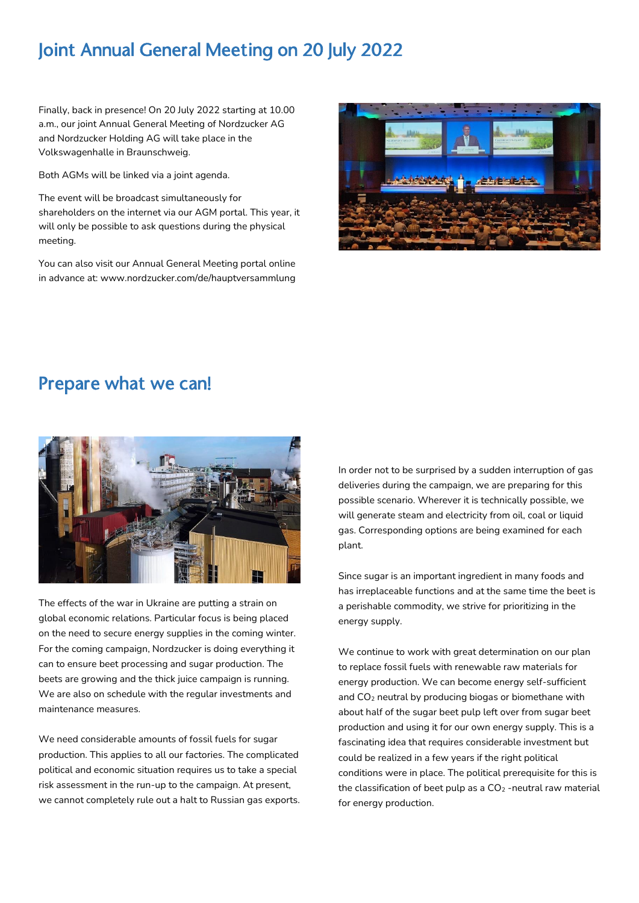# Joint Annual General Meeting on 20 July 2022

Finally, back in presence! On 20 July 2022 starting at 10.00 a.m., our joint Annual General Meeting of Nordzucker AG and Nordzucker Holding AG will take place in the Volkswagenhalle in Braunschweig.

Both AGMs will be linked via a joint agenda.

The event will be broadcast simultaneously for shareholders on the internet via our AGM portal. This year, it will only be possible to ask questions during the physical meeting.

You can also visit our Annual General Meeting portal online in advance at: www.nordzucker.com/de/hauptversammlung

# Prepare what we can!

The effects of the war in Ukraine are putting a strain on global economic relations. Particular focus is being placed on the need to secure energy supplies in the coming winter. For the coming campaign, Nordzucker is doing everything it can to ensure beet processing and sugar production. The beets are growing and the thick juice campaign is running. We are also on schedule with the regular investments and maintenance measures.

We need considerable amounts of fossil fuels for sugar production. This applies to all our factories. The complicated political and economic situation requires us to take a special risk assessment in the run-up to the campaign. At present, we cannot completely rule out a halt to Russian gas exports.

In order not to be surprised by a sudden interruption of gas deliveries during the campaign, we are preparing for this possible scenario. Wherever it is technically possible, we will generate steam and electricity from oil, coal or liquid gas. Corresponding options are being examined for each plant.

Since sugar is an important ingredient in many foods and has irreplaceable functions and at the same time the beet is a perishable commodity, we strive for prioritizing in the energy supply.

We continue to work with great determination on our plan to replace fossil fuels with renewable raw materials for energy production. We can become energy self-sufficient and $CO_2$ neutral by producing biogas or biomethane with about half of the sugar beet pulp left over from sugar beet production and using it for our own energy supply. This is a fascinating idea that requires considerable investment but could be realized in a few years if the right political conditions were in place. The political prerequisite for this is the classification of beet pulp as a $CO_2$ -neutral raw material for energy production.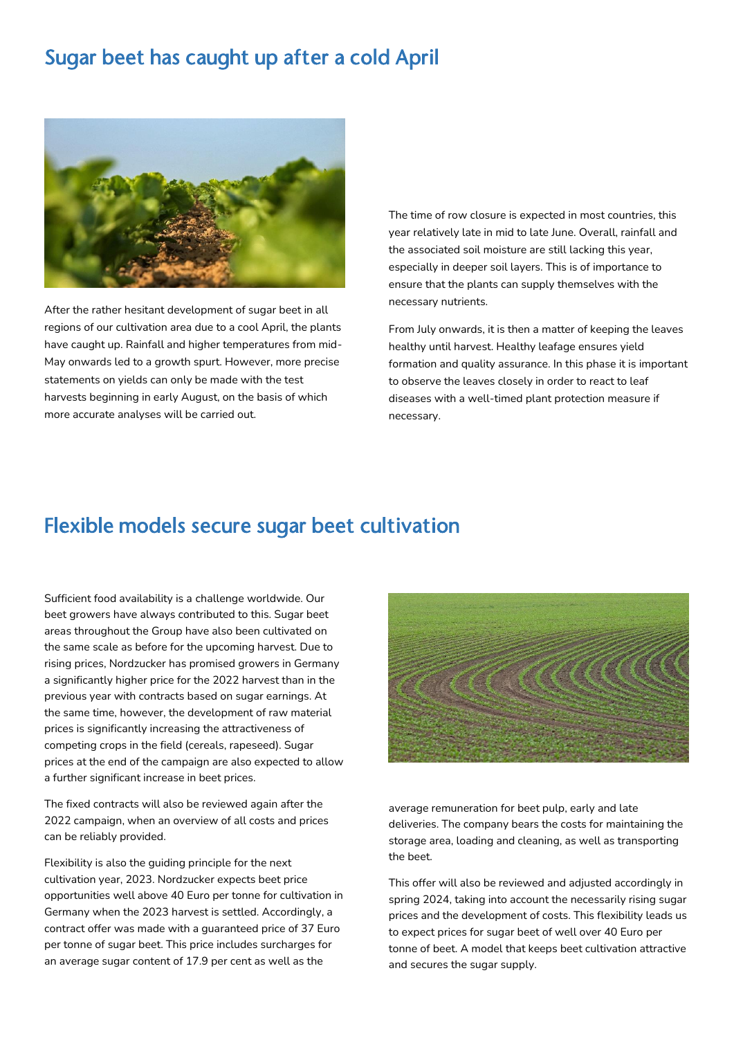## Sugar beet has caught up after a cold April

After the rather hesitant development of sugar beet in all regions of our cultivation area due to a cool April, the plants have caught up. Rainfall and higher temperatures from mid-May onwards led to a growth spurt. However, more precise statements on yields can only be made with the test harvests beginning in early August, on the basis of which more accurate analyses will be carried out.

The time of row closure is expected in most countries, this year relatively late in mid to late June. Overall, rainfall and the associated soil moisture are still lacking this year, especially in deeper soil layers. This is of importance to ensure that the plants can supply themselves with the necessary nutrients.

From July onwards, it is then a matter of keeping the leaves healthy until harvest. Healthy leafage ensures yield formation and quality assurance. In this phase it is important to observe the leaves closely in order to react to leaf diseases with a well-timed plant protection measure if necessary.

## Flexible models secure sugar beet cultivation

Sufficient food availability is a challenge worldwide. Our beet growers have always contributed to this. Sugar beet areas throughout the Group have also been cultivated on the same scale as before for the upcoming harvest. Due to rising prices, Nordzucker has promised growers in Germany a significantly higher price for the 2022 harvest than in the previous year with contracts based on sugar earnings. At the same time, however, the development of raw material prices is significantly increasing the attractiveness of competing crops in the field (cereals, rapeseed). Sugar prices at the end of the campaign are also expected to allow a further significant increase in beet prices.

The fixed contracts will also be reviewed again after the 2022 campaign, when an overview of all costs and prices can be reliably provided.

Flexibility is also the guiding principle for the next cultivation year, 2023. Nordzucker expects beet price opportunities well above 40 Euro per tonne for cultivation in Germany when the 2023 harvest is settled. Accordingly, a contract offer was made with a guaranteed price of 37 Euro per tonne of sugar beet. This price includes surcharges for an average sugar content of 17.9 per cent as well as the average remuneration for beet pulp, early and late deliveries. The company bears the costs for maintaining the storage area, loading and cleaning, as well as transporting the beet.

This offer will also be reviewed and adjusted accordingly in spring 2024, taking into account the necessarily rising sugar prices and the development of costs. This flexibility leads us to expect prices for sugar beet of well over 40 Euro per tonne of beet. A model that keeps beet cultivation attractive and secures the sugar supply.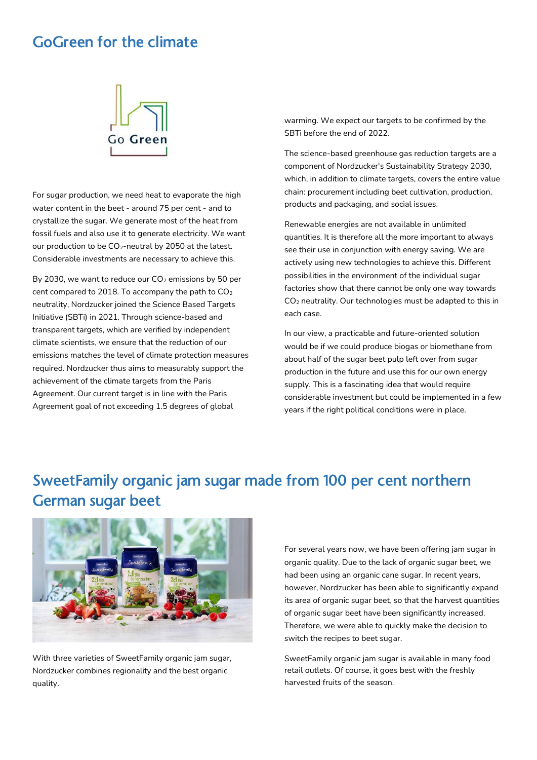# GoGreen for the climate

Go Green

For sugar production, we need heat to evaporate the high water content in the beet - around 75 per cent - and to crystallize the sugar. We generate most of the heat from fossil fuels and also use it to generate electricity. We want our production to be $CO_2$-neutral by 2050 at the latest. Considerable investments are necessary to achieve this.

By 2030, we want to reduce our $CO_2$ emissions by 50 per cent compared to 2018. To accompany the path to $CO_2$ neutrality, Nordzucker joined the Science Based Targets Initiative (SBTi) in 2021. Through science-based and transparent targets, which are verified by independent climate scientists, we ensure that the reduction of our emissions matches the level of climate protection measures required. Nordzucker thus aims to measurably support the achievement of the climate targets from the Paris Agreement. Our current target is in line with the Paris Agreement goal of not exceeding 1.5 degrees of global warming. We expect our targets to be confirmed by the SBTi before the end of 2022.

The science-based greenhouse gas reduction targets are a component of Nordzucker's Sustainability Strategy 2030, which, in addition to climate targets, covers the entire value chain: procurement including beet cultivation, production, products and packaging, and social issues.

Renewable energies are not available in unlimited quantities. It is therefore all the more important to always see their use in conjunction with energy saving. We are actively using new technologies to achieve this. Different possibilities in the environment of the individual sugar factories show that there cannot be only one way towards $CO_2$ neutrality. Our technologies must be adapted to this in each case.

In our view, a practicable and future-oriented solution would be if we could produce biogas or biomethane from about half of the sugar beet pulp left over from sugar production in the future and use this for our own energy supply. This is a fascinating idea that would require considerable investment but could be implemented in a few years if the right political conditions were in place.

# SweetFamily organic jam sugar made from 100 per cent northern German sugar beet

With three varieties of SweetFamily organic jam sugar, Nordzucker combines regionality and the best organic quality.

For several years now, we have been offering jam sugar in organic quality. Due to the lack of organic sugar beet, we had been using an organic cane sugar. In recent years, however, Nordzucker has been able to significantly expand its area of organic sugar beet, so that the harvest quantities of organic sugar beet have been significantly increased. Therefore, we were able to quickly make the decision to switch the recipes to beet sugar.

SweetFamily organic jam sugar is available in many food retail outlets. Of course, it goes best with the freshly harvested fruits of the season.